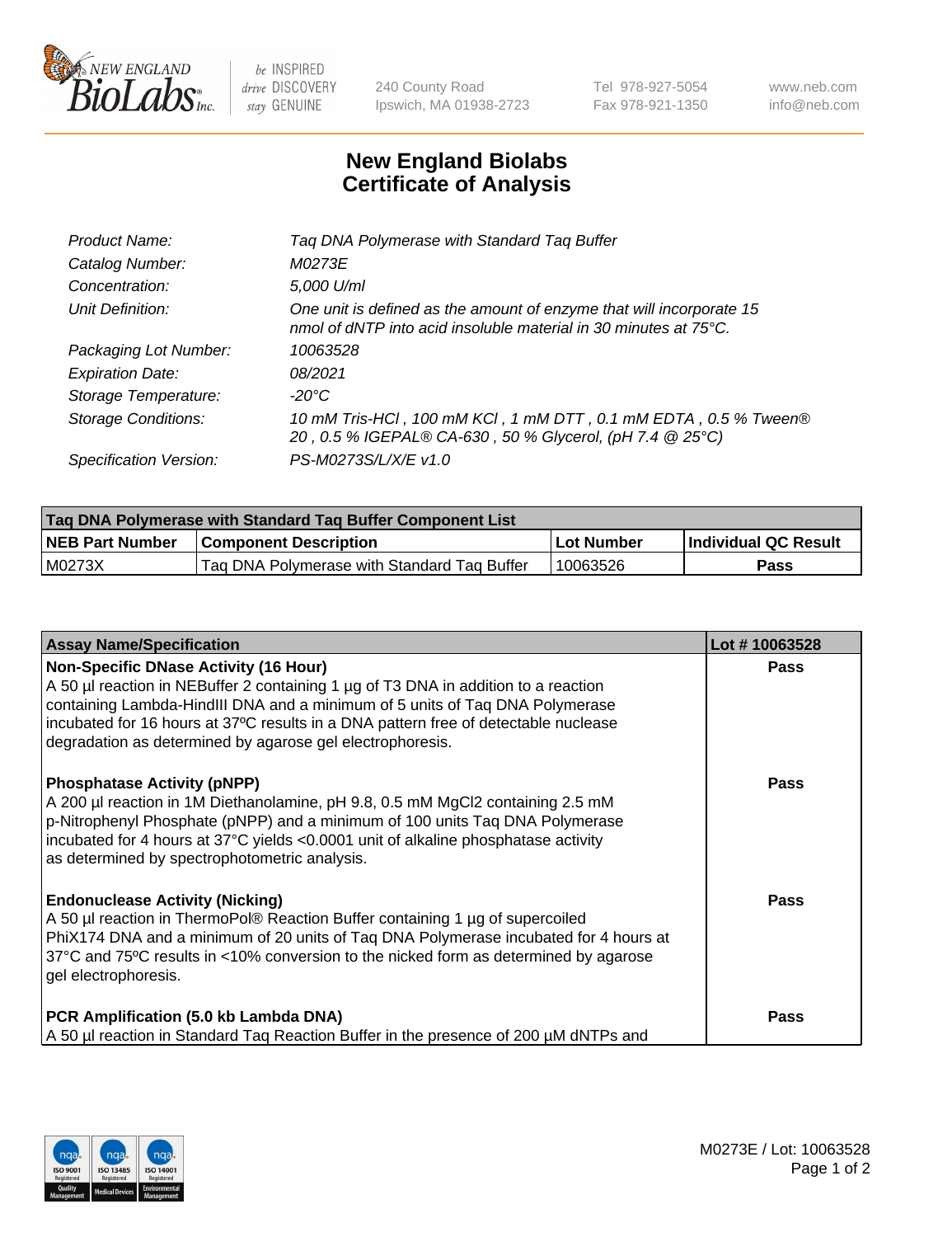# New England Biolabs Certificate of Analysis

| | |
|---|---|
| *Product Name:* | *Taq DNA Polymerase with Standard Taq Buffer* |
| *Catalog Number:* | *M0273E* |
| *Concentration:* | *5,000 U/ml* |
| *Unit Definition:* | *One unit is defined as the amount of enzyme that will incorporate 15 nmol of dNTP into acid insoluble material in 30 minutes at 75°C.* |
| *Packaging Lot Number:* | *10063528* |
| *Expiration Date:* | *08/2021* |
| *Storage Temperature:* | *-20°C* |
| *Storage Conditions:* | *10 mM Tris-HCl , 100 mM KCl , 1 mM DTT , 0.1 mM EDTA , 0.5 % Tween® 20 , 0.5 % IGEPAL® CA-630 , 50 % Glycerol, (pH 7.4 @ 25°C)* |
| *Specification Version:* | *PS-M0273S/L/X/E v1.0* |

| Taq DNA Polymerase with Standard Taq Buffer Component List | | | |
|---|---|---|---|
| **NEB Part Number** | **Component Description** | **Lot Number** | **Individual QC Result** |
| M0273X | Taq DNA Polymerase with Standard Taq Buffer | 10063526 | **Pass** |

| Assay Name/Specification | Lot # 10063528 |
|---|---|
| **Non-Specific DNase Activity (16 Hour)**<br>A 50 µl reaction in NEBuffer 2 containing 1 µg of T3 DNA in addition to a reaction containing Lambda-HindIII DNA and a minimum of 5 units of Taq DNA Polymerase incubated for 16 hours at 37ºC results in a DNA pattern free of detectable nuclease degradation as determined by agarose gel electrophoresis. | **Pass** |
| **Phosphatase Activity (pNPP)**<br>A 200 µl reaction in 1M Diethanolamine, pH 9.8, 0.5 mM $MgCl_2$ containing 2.5 mM p-Nitrophenyl Phosphate (pNPP) and a minimum of 100 units Taq DNA Polymerase incubated for 4 hours at 37°C yields <0.0001 unit of alkaline phosphatase activity as determined by spectrophotometric analysis. | **Pass** |
| **Endonuclease Activity (Nicking)**<br>A 50 µl reaction in ThermoPol® Reaction Buffer containing 1 µg of supercoiled PhiX174 DNA and a minimum of 20 units of Taq DNA Polymerase incubated for 4 hours at 37°C and 75ºC results in <10% conversion to the nicked form as determined by agarose gel electrophoresis. | **Pass** |
| **PCR Amplification (5.0 kb Lambda DNA)**<br>A 50 µl reaction in Standard Taq Reaction Buffer in the presence of 200 µM dNTPs and | **Pass** |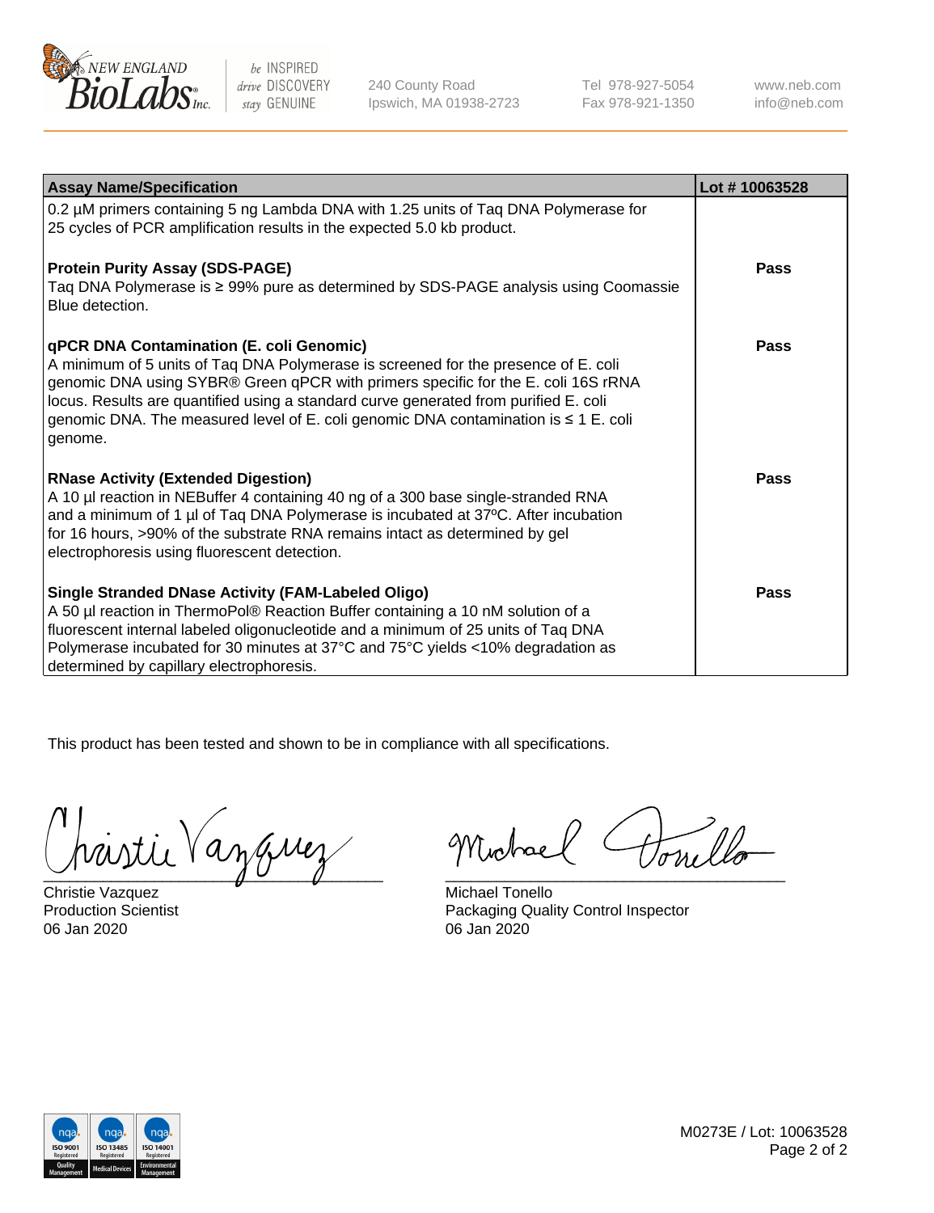| Assay Name/Specification | Lot # 10063528 |
|---|---|
| 0.2 µM primers containing 5 ng Lambda DNA with 1.25 units of Taq DNA Polymerase for 25 cycles of PCR amplification results in the expected 5.0 kb product. | |
| **Protein Purity Assay (SDS-PAGE)**<br>Taq DNA Polymerase is ≥ 99% pure as determined by SDS-PAGE analysis using Coomassie Blue detection. | **Pass** |
| **qPCR DNA Contamination (E. coli Genomic)**<br>A minimum of 5 units of Taq DNA Polymerase is screened for the presence of E. coli genomic DNA using SYBR® Green qPCR with primers specific for the E. coli 16S rRNA locus. Results are quantified using a standard curve generated from purified E. coli genomic DNA. The measured level of E. coli genomic DNA contamination is ≤ 1 E. coli genome. | **Pass** |
| **RNase Activity (Extended Digestion)**<br>A 10 µl reaction in NEBuffer 4 containing 40 ng of a 300 base single-stranded RNA and a minimum of 1 µl of Taq DNA Polymerase is incubated at 37ºC. After incubation for 16 hours, >90% of the substrate RNA remains intact as determined by gel electrophoresis using fluorescent detection. | **Pass** |
| **Single Stranded DNase Activity (FAM-Labeled Oligo)**<br>A 50 µl reaction in ThermoPol® Reaction Buffer containing a 10 nM solution of a fluorescent internal labeled oligonucleotide and a minimum of 25 units of Taq DNA Polymerase incubated for 30 minutes at 37°C and 75°C yields <10% degradation as determined by capillary electrophoresis. | **Pass** |

This product has been tested and shown to be in compliance with all specifications.

Christie Vazquez
Production Scientist
06 Jan 2020

Michael Tonello
Packaging Quality Control Inspector
06 Jan 2020

M0273E / Lot: 10063528